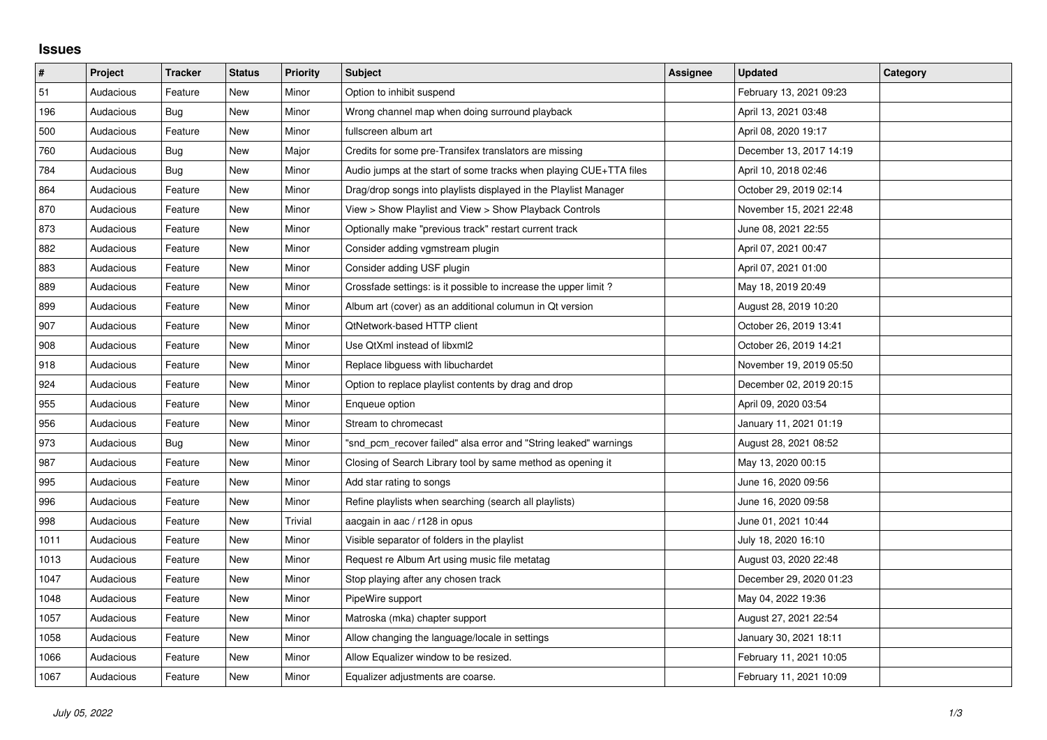## Issues

| # | Project | Tracker | Status | Priority | Subject | Assignee | Updated | Category |
|---|---|---|---|---|---|---|---|---|
| 51 | Audacious | Feature | New | Minor | Option to inhibit suspend | | February 13, 2021 09:23 | |
| 196 | Audacious | Bug | New | Minor | Wrong channel map when doing surround playback | | April 13, 2021 03:48 | |
| 500 | Audacious | Feature | New | Minor | fullscreen album art | | April 08, 2020 19:17 | |
| 760 | Audacious | Bug | New | Major | Credits for some pre-Transifex translators are missing | | December 13, 2017 14:19 | |
| 784 | Audacious | Bug | New | Minor | Audio jumps at the start of some tracks when playing CUE+TTA files | | April 10, 2018 02:46 | |
| 864 | Audacious | Feature | New | Minor | Drag/drop songs into playlists displayed in the Playlist Manager | | October 29, 2019 02:14 | |
| 870 | Audacious | Feature | New | Minor | View > Show Playlist and View > Show Playback Controls | | November 15, 2021 22:48 | |
| 873 | Audacious | Feature | New | Minor | Optionally make "previous track" restart current track | | June 08, 2021 22:55 | |
| 882 | Audacious | Feature | New | Minor | Consider adding vgmstream plugin | | April 07, 2021 00:47 | |
| 883 | Audacious | Feature | New | Minor | Consider adding USF plugin | | April 07, 2021 01:00 | |
| 889 | Audacious | Feature | New | Minor | Crossfade settings: is it possible to increase the upper limit ? | | May 18, 2019 20:49 | |
| 899 | Audacious | Feature | New | Minor | Album art (cover) as an additional columun in Qt version | | August 28, 2019 10:20 | |
| 907 | Audacious | Feature | New | Minor | QtNetwork-based HTTP client | | October 26, 2019 13:41 | |
| 908 | Audacious | Feature | New | Minor | Use QtXml instead of libxml2 | | October 26, 2019 14:21 | |
| 918 | Audacious | Feature | New | Minor | Replace libguess with libuchardet | | November 19, 2019 05:50 | |
| 924 | Audacious | Feature | New | Minor | Option to replace playlist contents by drag and drop | | December 02, 2019 20:15 | |
| 955 | Audacious | Feature | New | Minor | Enqueue option | | April 09, 2020 03:54 | |
| 956 | Audacious | Feature | New | Minor | Stream to chromecast | | January 11, 2021 01:19 | |
| 973 | Audacious | Bug | New | Minor | "snd_pcm_recover failed" alsa error and "String leaked" warnings | | August 28, 2021 08:52 | |
| 987 | Audacious | Feature | New | Minor | Closing of Search Library tool by same method as opening it | | May 13, 2020 00:15 | |
| 995 | Audacious | Feature | New | Minor | Add star rating to songs | | June 16, 2020 09:56 | |
| 996 | Audacious | Feature | New | Minor | Refine playlists when searching (search all playlists) | | June 16, 2020 09:58 | |
| 998 | Audacious | Feature | New | Trivial | aacgain in aac / r128 in opus | | June 01, 2021 10:44 | |
| 1011 | Audacious | Feature | New | Minor | Visible separator of folders in the playlist | | July 18, 2020 16:10 | |
| 1013 | Audacious | Feature | New | Minor | Request re Album Art using music file metatag | | August 03, 2020 22:48 | |
| 1047 | Audacious | Feature | New | Minor | Stop playing after any chosen track | | December 29, 2020 01:23 | |
| 1048 | Audacious | Feature | New | Minor | PipeWire support | | May 04, 2022 19:36 | |
| 1057 | Audacious | Feature | New | Minor | Matroska (mka) chapter support | | August 27, 2021 22:54 | |
| 1058 | Audacious | Feature | New | Minor | Allow changing the language/locale in settings | | January 30, 2021 18:11 | |
| 1066 | Audacious | Feature | New | Minor | Allow Equalizer window to be resized. | | February 11, 2021 10:05 | |
| 1067 | Audacious | Feature | New | Minor | Equalizer adjustments are coarse. | | February 11, 2021 10:09 | |

*July 05, 2022*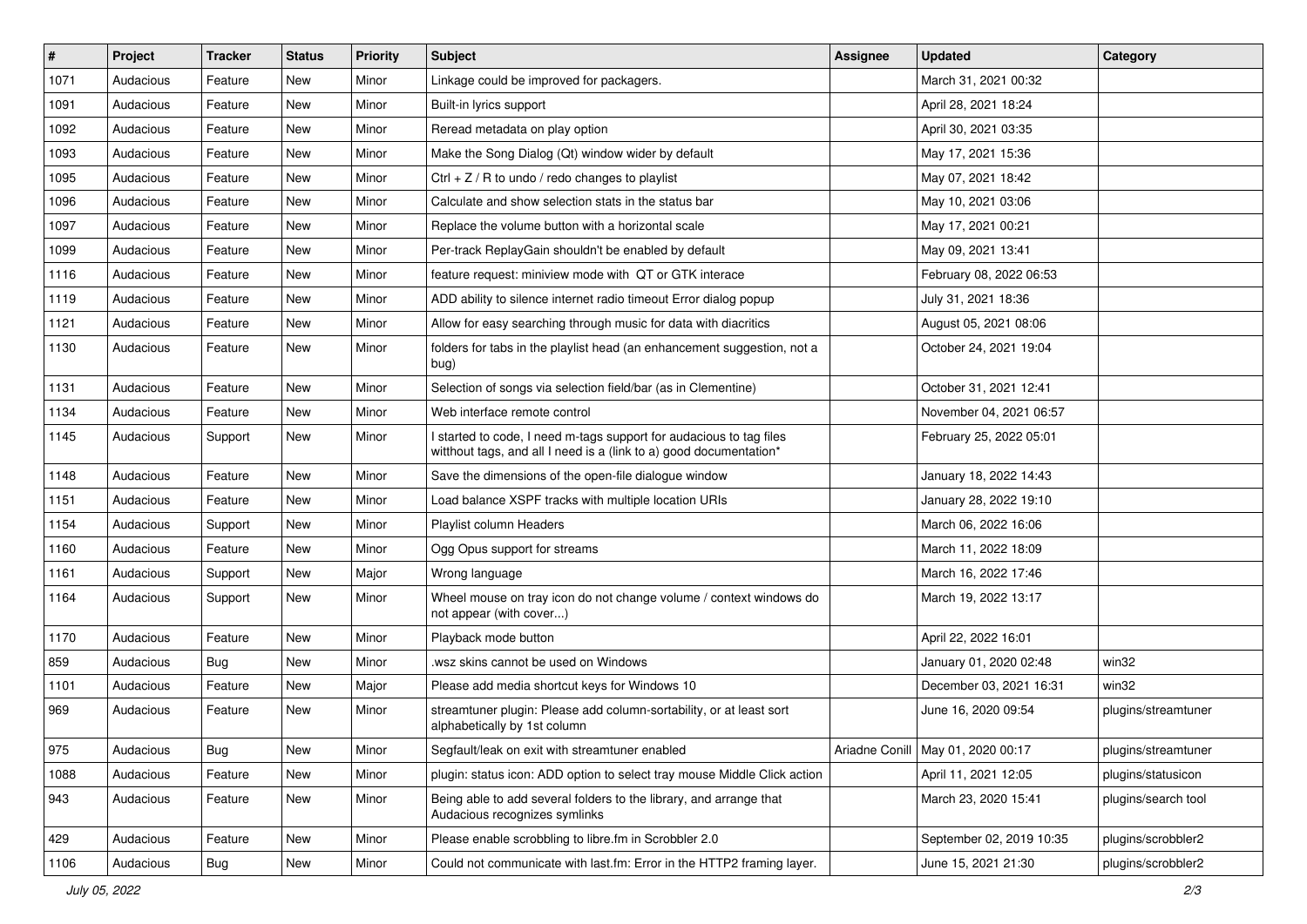| # | Project | Tracker | Status | Priority | Subject | Assignee | Updated | Category |
|---|---|---|---|---|---|---|---|---|
| 1071 | Audacious | Feature | New | Minor | Linkage could be improved for packagers. | | March 31, 2021 00:32 | |
| 1091 | Audacious | Feature | New | Minor | Built-in lyrics support | | April 28, 2021 18:24 | |
| 1092 | Audacious | Feature | New | Minor | Reread metadata on play option | | April 30, 2021 03:35 | |
| 1093 | Audacious | Feature | New | Minor | Make the Song Dialog (Qt) window wider by default | | May 17, 2021 15:36 | |
| 1095 | Audacious | Feature | New | Minor | Ctrl + Z / R to undo / redo changes to playlist | | May 07, 2021 18:42 | |
| 1096 | Audacious | Feature | New | Minor | Calculate and show selection stats in the status bar | | May 10, 2021 03:06 | |
| 1097 | Audacious | Feature | New | Minor | Replace the volume button with a horizontal scale | | May 17, 2021 00:21 | |
| 1099 | Audacious | Feature | New | Minor | Per-track ReplayGain shouldn't be enabled by default | | May 09, 2021 13:41 | |
| 1116 | Audacious | Feature | New | Minor | feature request: miniview mode with QT or GTK interace | | February 08, 2022 06:53 | |
| 1119 | Audacious | Feature | New | Minor | ADD ability to silence internet radio timeout Error dialog popup | | July 31, 2021 18:36 | |
| 1121 | Audacious | Feature | New | Minor | Allow for easy searching through music for data with diacritics | | August 05, 2021 08:06 | |
| 1130 | Audacious | Feature | New | Minor | folders for tabs in the playlist head (an enhancement suggestion, not a bug) | | October 24, 2021 19:04 | |
| 1131 | Audacious | Feature | New | Minor | Selection of songs via selection field/bar (as in Clementine) | | October 31, 2021 12:41 | |
| 1134 | Audacious | Feature | New | Minor | Web interface remote control | | November 04, 2021 06:57 | |
| 1145 | Audacious | Support | New | Minor | I started to code, I need m-tags support for audacious to tag files witthout tags, and all I need is a (link to a) good documentation* | | February 25, 2022 05:01 | |
| 1148 | Audacious | Feature | New | Minor | Save the dimensions of the open-file dialogue window | | January 18, 2022 14:43 | |
| 1151 | Audacious | Feature | New | Minor | Load balance XSPF tracks with multiple location URIs | | January 28, 2022 19:10 | |
| 1154 | Audacious | Support | New | Minor | Playlist column Headers | | March 06, 2022 16:06 | |
| 1160 | Audacious | Feature | New | Minor | Ogg Opus support for streams | | March 11, 2022 18:09 | |
| 1161 | Audacious | Support | New | Major | Wrong language | | March 16, 2022 17:46 | |
| 1164 | Audacious | Support | New | Minor | Wheel mouse on tray icon do not change volume / context windows do not appear (with cover...) | | March 19, 2022 13:17 | |
| 1170 | Audacious | Feature | New | Minor | Playback mode button | | April 22, 2022 16:01 | |
| 859 | Audacious | Bug | New | Minor | .wsz skins cannot be used on Windows | | January 01, 2020 02:48 | win32 |
| 1101 | Audacious | Feature | New | Major | Please add media shortcut keys for Windows 10 | | December 03, 2021 16:31 | win32 |
| 969 | Audacious | Feature | New | Minor | streamtuner plugin: Please add column-sortability, or at least sort alphabetically by 1st column | | June 16, 2020 09:54 | plugins/streamtuner |
| 975 | Audacious | Bug | New | Minor | Segfault/leak on exit with streamtuner enabled | Ariadne Conill | May 01, 2020 00:17 | plugins/streamtuner |
| 1088 | Audacious | Feature | New | Minor | plugin: status icon: ADD option to select tray mouse Middle Click action | | April 11, 2021 12:05 | plugins/statusicon |
| 943 | Audacious | Feature | New | Minor | Being able to add several folders to the library, and arrange that Audacious recognizes symlinks | | March 23, 2020 15:41 | plugins/search tool |
| 429 | Audacious | Feature | New | Minor | Please enable scrobbling to libre.fm in Scrobbler 2.0 | | September 02, 2019 10:35 | plugins/scrobbler2 |
| 1106 | Audacious | Bug | New | Minor | Could not communicate with last.fm: Error in the HTTP2 framing layer. | | June 15, 2021 21:30 | plugins/scrobbler2 |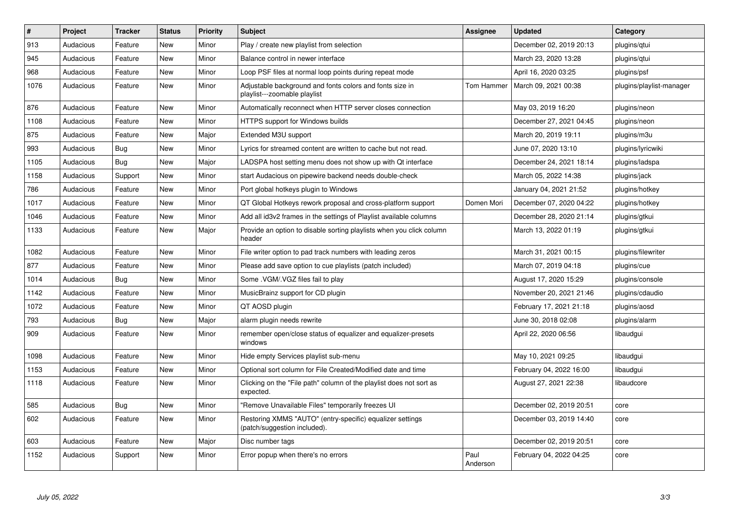| # | Project | Tracker | Status | Priority | Subject | Assignee | Updated | Category |
|---|---|---|---|---|---|---|---|---|
| 913 | Audacious | Feature | New | Minor | Play / create new playlist from selection | | December 02, 2019 20:13 | plugins/qtui |
| 945 | Audacious | Feature | New | Minor | Balance control in newer interface | | March 23, 2020 13:28 | plugins/qtui |
| 968 | Audacious | Feature | New | Minor | Loop PSF files at normal loop points during repeat mode | | April 16, 2020 03:25 | plugins/psf |
| 1076 | Audacious | Feature | New | Minor | Adjustable background and fonts colors and fonts size in playlist---zoomable playlist | Tom Hammer | March 09, 2021 00:38 | plugins/playlist-manager |
| 876 | Audacious | Feature | New | Minor | Automatically reconnect when HTTP server closes connection | | May 03, 2019 16:20 | plugins/neon |
| 1108 | Audacious | Feature | New | Minor | HTTPS support for Windows builds | | December 27, 2021 04:45 | plugins/neon |
| 875 | Audacious | Feature | New | Major | Extended M3U support | | March 20, 2019 19:11 | plugins/m3u |
| 993 | Audacious | Bug | New | Minor | Lyrics for streamed content are written to cache but not read. | | June 07, 2020 13:10 | plugins/lyricwiki |
| 1105 | Audacious | Bug | New | Major | LADSPA host setting menu does not show up with Qt interface | | December 24, 2021 18:14 | plugins/ladspa |
| 1158 | Audacious | Support | New | Minor | start Audacious on pipewire backend needs double-check | | March 05, 2022 14:38 | plugins/jack |
| 786 | Audacious | Feature | New | Minor | Port global hotkeys plugin to Windows | | January 04, 2021 21:52 | plugins/hotkey |
| 1017 | Audacious | Feature | New | Minor | QT Global Hotkeys rework proposal and cross-platform support | Domen Mori | December 07, 2020 04:22 | plugins/hotkey |
| 1046 | Audacious | Feature | New | Minor | Add all id3v2 frames in the settings of Playlist available columns | | December 28, 2020 21:14 | plugins/gtkui |
| 1133 | Audacious | Feature | New | Major | Provide an option to disable sorting playlists when you click column header | | March 13, 2022 01:19 | plugins/gtkui |
| 1082 | Audacious | Feature | New | Minor | File writer option to pad track numbers with leading zeros | | March 31, 2021 00:15 | plugins/filewriter |
| 877 | Audacious | Feature | New | Minor | Please add save option to cue playlists (patch included) | | March 07, 2019 04:18 | plugins/cue |
| 1014 | Audacious | Bug | New | Minor | Some .VGM/.VGZ files fail to play | | August 17, 2020 15:29 | plugins/console |
| 1142 | Audacious | Feature | New | Minor | MusicBrainz support for CD plugin | | November 20, 2021 21:46 | plugins/cdaudio |
| 1072 | Audacious | Feature | New | Minor | QT AOSD plugin | | February 17, 2021 21:18 | plugins/aosd |
| 793 | Audacious | Bug | New | Major | alarm plugin needs rewrite | | June 30, 2018 02:08 | plugins/alarm |
| 909 | Audacious | Feature | New | Minor | remember open/close status of equalizer and equalizer-presets windows | | April 22, 2020 06:56 | libaudgui |
| 1098 | Audacious | Feature | New | Minor | Hide empty Services playlist sub-menu | | May 10, 2021 09:25 | libaudgui |
| 1153 | Audacious | Feature | New | Minor | Optional sort column for File Created/Modified date and time | | February 04, 2022 16:00 | libaudgui |
| 1118 | Audacious | Feature | New | Minor | Clicking on the "File path" column of the playlist does not sort as expected. | | August 27, 2021 22:38 | libaudcore |
| 585 | Audacious | Bug | New | Minor | "Remove Unavailable Files" temporarily freezes UI | | December 02, 2019 20:51 | core |
| 602 | Audacious | Feature | New | Minor | Restoring XMMS "AUTO" (entry-specific) equalizer settings (patch/suggestion included). | | December 03, 2019 14:40 | core |
| 603 | Audacious | Feature | New | Major | Disc number tags | | December 02, 2019 20:51 | core |
| 1152 | Audacious | Support | New | Minor | Error popup when there's no errors | Paul Anderson | February 04, 2022 04:25 | core |

July 05, 2022